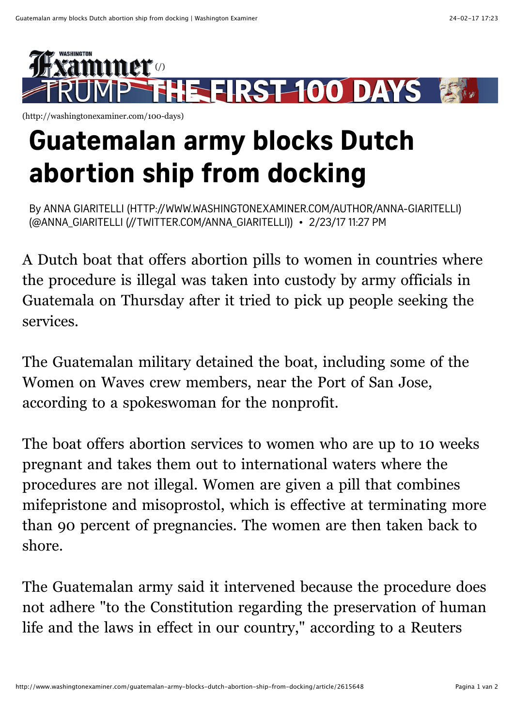# Guatemalan army blocks Dutch abortion ship from docking

By ANNA GIARITELLI (HTTP://WWW.WASHINGTONEXAMINER.COM/AUTHOR/ANNA-GIARITELLI) (@ANNA_GIARITELLI (//TWITTER.COM/ANNA_GIARITELLI)) • 2/23/17 11:27 PM

A Dutch boat that offers abortion pills to women in countries where the procedure is illegal was taken into custody by army officials in Guatemala on Thursday after it tried to pick up people seeking the services.

The Guatemalan military detained the boat, including some of the Women on Waves crew members, near the Port of San Jose, according to a spokeswoman for the nonprofit.

The boat offers abortion services to women who are up to 10 weeks pregnant and takes them out to international waters where the procedures are not illegal. Women are given a pill that combines mifepristone and misoprostol, which is effective at terminating more than 90 percent of pregnancies. The women are then taken back to shore.

The Guatemalan army said it intervened because the procedure does not adhere "to the Constitution regarding the preservation of human life and the laws in effect in our country," according to a Reuters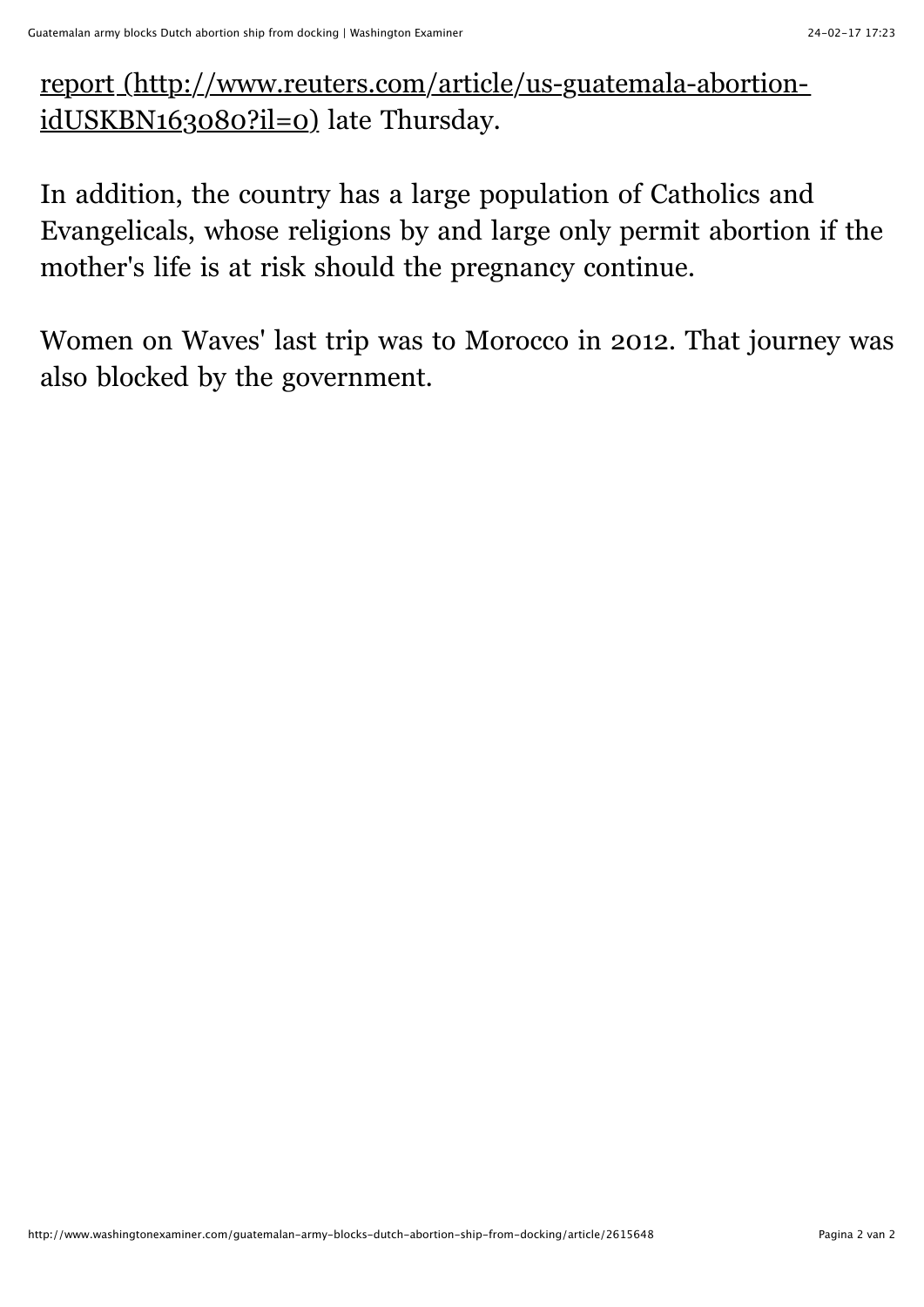[report (http://www.reuters.com/article/us-guatemala-abortion-idUSKBN163080?il=0)](http://www.reuters.com/article/us-guatemala-abortion-idUSKBN163080?il=0) late Thursday.

In addition, the country has a large population of Catholics and Evangelicals, whose religions by and large only permit abortion if the mother's life is at risk should the pregnancy continue.

Women on Waves' last trip was to Morocco in 2012. That journey was also blocked by the government.